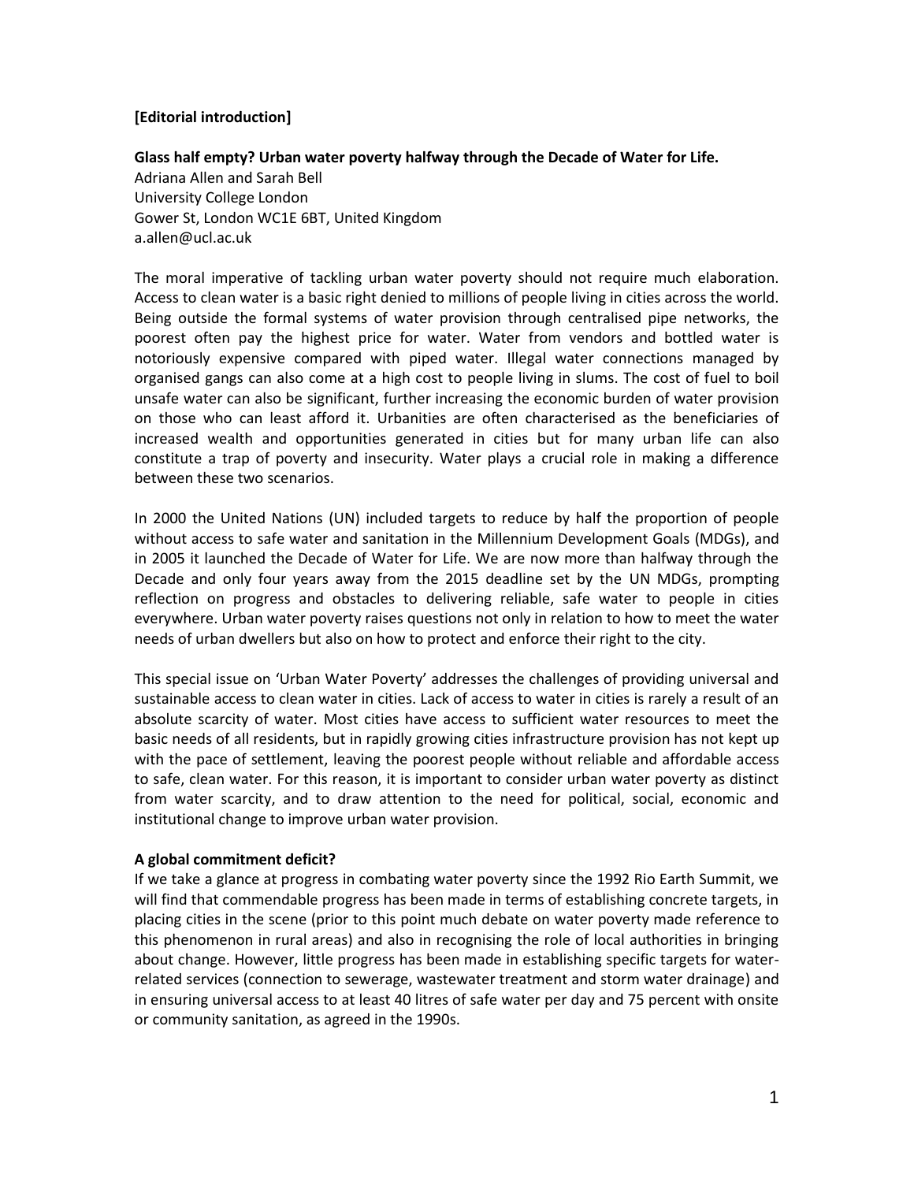**[Editorial introduction]**

**Glass half empty? Urban water poverty halfway through the Decade of Water for Life.**

Adriana Allen and Sarah Bell
University College London
Gower St, London WC1E 6BT, United Kingdom
a.allen@ucl.ac.uk

The moral imperative of tackling urban water poverty should not require much elaboration. Access to clean water is a basic right denied to millions of people living in cities across the world. Being outside the formal systems of water provision through centralised pipe networks, the poorest often pay the highest price for water. Water from vendors and bottled water is notoriously expensive compared with piped water. Illegal water connections managed by organised gangs can also come at a high cost to people living in slums. The cost of fuel to boil unsafe water can also be significant, further increasing the economic burden of water provision on those who can least afford it. Urbanities are often characterised as the beneficiaries of increased wealth and opportunities generated in cities but for many urban life can also constitute a trap of poverty and insecurity. Water plays a crucial role in making a difference between these two scenarios.

In 2000 the United Nations (UN) included targets to reduce by half the proportion of people without access to safe water and sanitation in the Millennium Development Goals (MDGs), and in 2005 it launched the Decade of Water for Life. We are now more than halfway through the Decade and only four years away from the 2015 deadline set by the UN MDGs, prompting reflection on progress and obstacles to delivering reliable, safe water to people in cities everywhere. Urban water poverty raises questions not only in relation to how to meet the water needs of urban dwellers but also on how to protect and enforce their right to the city.

This special issue on 'Urban Water Poverty' addresses the challenges of providing universal and sustainable access to clean water in cities. Lack of access to water in cities is rarely a result of an absolute scarcity of water. Most cities have access to sufficient water resources to meet the basic needs of all residents, but in rapidly growing cities infrastructure provision has not kept up with the pace of settlement, leaving the poorest people without reliable and affordable access to safe, clean water. For this reason, it is important to consider urban water poverty as distinct from water scarcity, and to draw attention to the need for political, social, economic and institutional change to improve urban water provision.

**A global commitment deficit?**

If we take a glance at progress in combating water poverty since the 1992 Rio Earth Summit, we will find that commendable progress has been made in terms of establishing concrete targets, in placing cities in the scene (prior to this point much debate on water poverty made reference to this phenomenon in rural areas) and also in recognising the role of local authorities in bringing about change. However, little progress has been made in establishing specific targets for water-related services (connection to sewerage, wastewater treatment and storm water drainage) and in ensuring universal access to at least 40 litres of safe water per day and 75 percent with onsite or community sanitation, as agreed in the 1990s.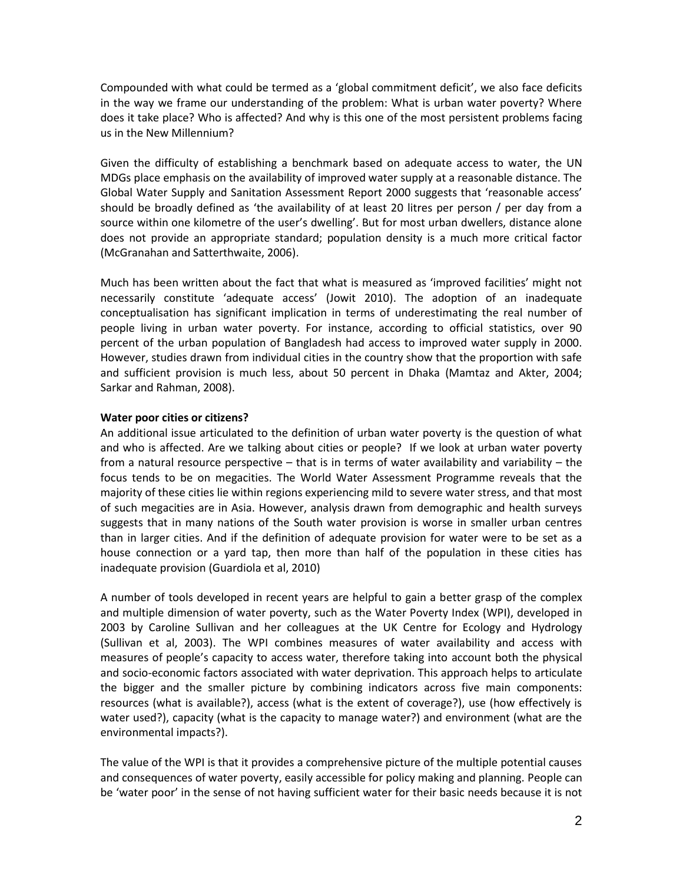Compounded with what could be termed as a 'global commitment deficit', we also face deficits in the way we frame our understanding of the problem: What is urban water poverty? Where does it take place? Who is affected? And why is this one of the most persistent problems facing us in the New Millennium?

Given the difficulty of establishing a benchmark based on adequate access to water, the UN MDGs place emphasis on the availability of improved water supply at a reasonable distance. The Global Water Supply and Sanitation Assessment Report 2000 suggests that 'reasonable access' should be broadly defined as 'the availability of at least 20 litres per person / per day from a source within one kilometre of the user's dwelling'. But for most urban dwellers, distance alone does not provide an appropriate standard; population density is a much more critical factor (McGranahan and Satterthwaite, 2006).

Much has been written about the fact that what is measured as 'improved facilities' might not necessarily constitute 'adequate access' (Jowit 2010). The adoption of an inadequate conceptualisation has significant implication in terms of underestimating the real number of people living in urban water poverty. For instance, according to official statistics, over 90 percent of the urban population of Bangladesh had access to improved water supply in 2000. However, studies drawn from individual cities in the country show that the proportion with safe and sufficient provision is much less, about 50 percent in Dhaka (Mamtaz and Akter, 2004; Sarkar and Rahman, 2008).

**Water poor cities or citizens?**

An additional issue articulated to the definition of urban water poverty is the question of what and who is affected. Are we talking about cities or people? If we look at urban water poverty from a natural resource perspective – that is in terms of water availability and variability – the focus tends to be on megacities. The World Water Assessment Programme reveals that the majority of these cities lie within regions experiencing mild to severe water stress, and that most of such megacities are in Asia. However, analysis drawn from demographic and health surveys suggests that in many nations of the South water provision is worse in smaller urban centres than in larger cities. And if the definition of adequate provision for water were to be set as a house connection or a yard tap, then more than half of the population in these cities has inadequate provision (Guardiola et al, 2010)

A number of tools developed in recent years are helpful to gain a better grasp of the complex and multiple dimension of water poverty, such as the Water Poverty Index (WPI), developed in 2003 by Caroline Sullivan and her colleagues at the UK Centre for Ecology and Hydrology (Sullivan et al, 2003). The WPI combines measures of water availability and access with measures of people's capacity to access water, therefore taking into account both the physical and socio-economic factors associated with water deprivation. This approach helps to articulate the bigger and the smaller picture by combining indicators across five main components: resources (what is available?), access (what is the extent of coverage?), use (how effectively is water used?), capacity (what is the capacity to manage water?) and environment (what are the environmental impacts?).

The value of the WPI is that it provides a comprehensive picture of the multiple potential causes and consequences of water poverty, easily accessible for policy making and planning. People can be 'water poor' in the sense of not having sufficient water for their basic needs because it is not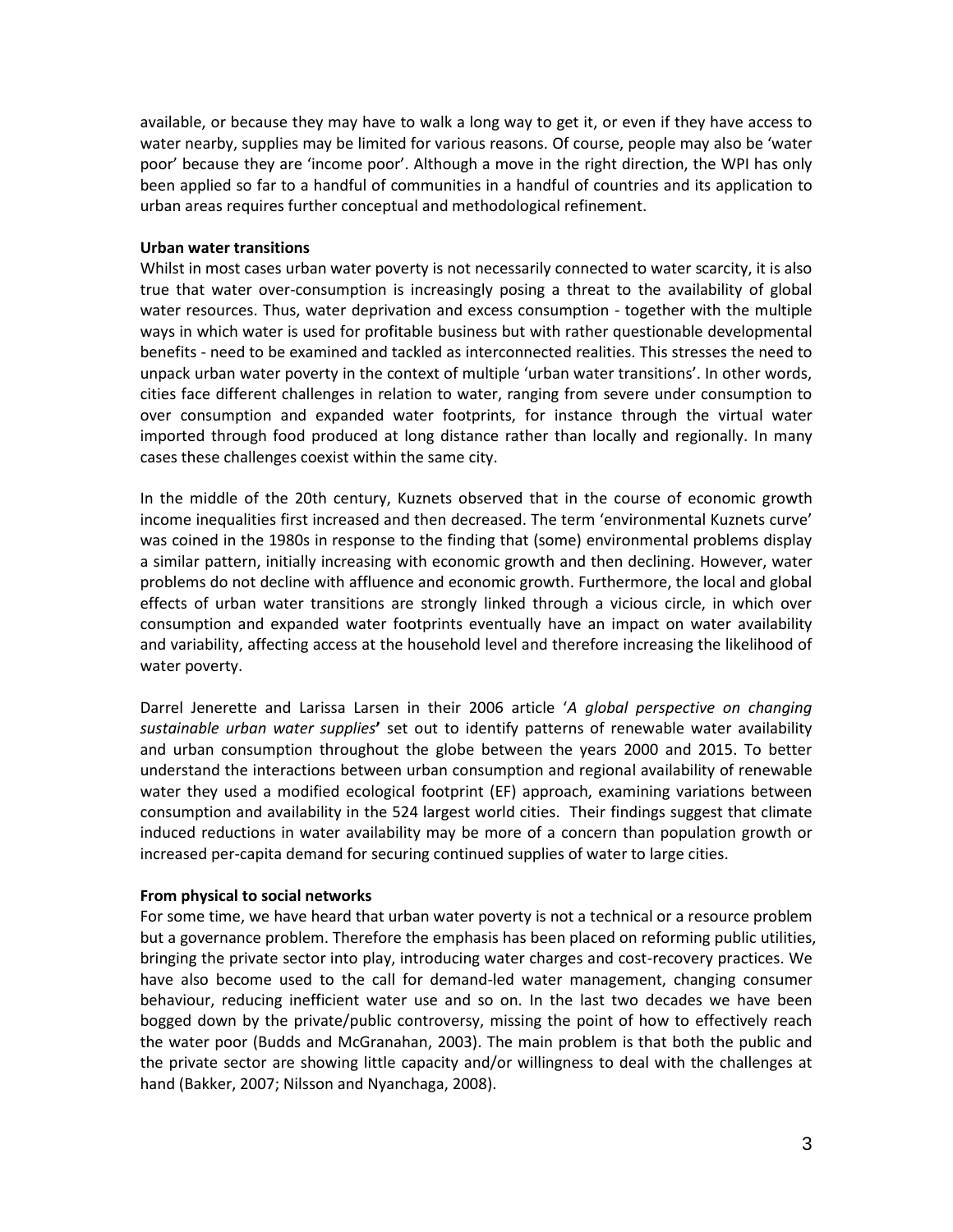available, or because they may have to walk a long way to get it, or even if they have access to water nearby, supplies may be limited for various reasons. Of course, people may also be 'water poor' because they are 'income poor'. Although a move in the right direction, the WPI has only been applied so far to a handful of communities in a handful of countries and its application to urban areas requires further conceptual and methodological refinement.

**Urban water transitions**

Whilst in most cases urban water poverty is not necessarily connected to water scarcity, it is also true that water over-consumption is increasingly posing a threat to the availability of global water resources. Thus, water deprivation and excess consumption - together with the multiple ways in which water is used for profitable business but with rather questionable developmental benefits - need to be examined and tackled as interconnected realities. This stresses the need to unpack urban water poverty in the context of multiple 'urban water transitions'. In other words, cities face different challenges in relation to water, ranging from severe under consumption to over consumption and expanded water footprints, for instance through the virtual water imported through food produced at long distance rather than locally and regionally. In many cases these challenges coexist within the same city.

In the middle of the 20th century, Kuznets observed that in the course of economic growth income inequalities first increased and then decreased. The term 'environmental Kuznets curve' was coined in the 1980s in response to the finding that (some) environmental problems display a similar pattern, initially increasing with economic growth and then declining. However, water problems do not decline with affluence and economic growth. Furthermore, the local and global effects of urban water transitions are strongly linked through a vicious circle, in which over consumption and expanded water footprints eventually have an impact on water availability and variability, affecting access at the household level and therefore increasing the likelihood of water poverty.

Darrel Jenerette and Larissa Larsen in their 2006 article '*A global perspective on changing sustainable urban water supplies***'** set out to identify patterns of renewable water availability and urban consumption throughout the globe between the years 2000 and 2015. To better understand the interactions between urban consumption and regional availability of renewable water they used a modified ecological footprint (EF) approach, examining variations between consumption and availability in the 524 largest world cities. Their findings suggest that climate induced reductions in water availability may be more of a concern than population growth or increased per-capita demand for securing continued supplies of water to large cities.

**From physical to social networks**

For some time, we have heard that urban water poverty is not a technical or a resource problem but a governance problem. Therefore the emphasis has been placed on reforming public utilities, bringing the private sector into play, introducing water charges and cost-recovery practices. We have also become used to the call for demand-led water management, changing consumer behaviour, reducing inefficient water use and so on. In the last two decades we have been bogged down by the private/public controversy, missing the point of how to effectively reach the water poor (Budds and McGranahan, 2003). The main problem is that both the public and the private sector are showing little capacity and/or willingness to deal with the challenges at hand (Bakker, 2007; Nilsson and Nyanchaga, 2008).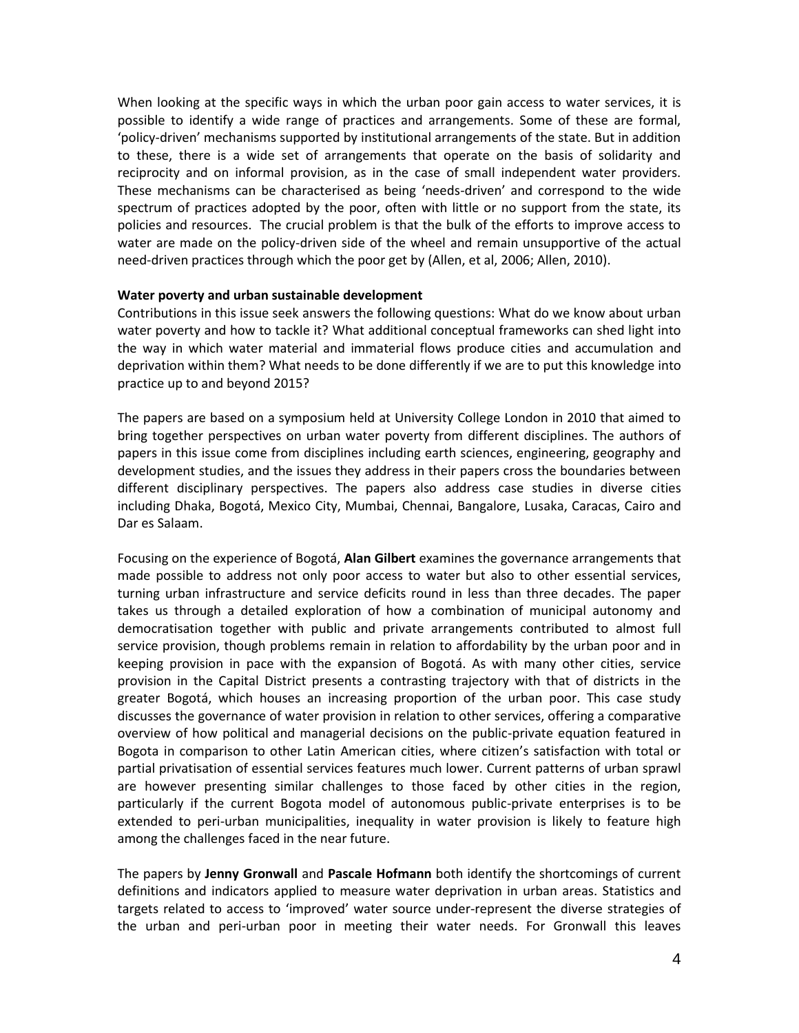When looking at the specific ways in which the urban poor gain access to water services, it is possible to identify a wide range of practices and arrangements. Some of these are formal, 'policy-driven' mechanisms supported by institutional arrangements of the state. But in addition to these, there is a wide set of arrangements that operate on the basis of solidarity and reciprocity and on informal provision, as in the case of small independent water providers. These mechanisms can be characterised as being 'needs-driven' and correspond to the wide spectrum of practices adopted by the poor, often with little or no support from the state, its policies and resources. The crucial problem is that the bulk of the efforts to improve access to water are made on the policy-driven side of the wheel and remain unsupportive of the actual need-driven practices through which the poor get by (Allen, et al, 2006; Allen, 2010).

**Water poverty and urban sustainable development**

Contributions in this issue seek answers the following questions: What do we know about urban water poverty and how to tackle it? What additional conceptual frameworks can shed light into the way in which water material and immaterial flows produce cities and accumulation and deprivation within them? What needs to be done differently if we are to put this knowledge into practice up to and beyond 2015?

The papers are based on a symposium held at University College London in 2010 that aimed to bring together perspectives on urban water poverty from different disciplines. The authors of papers in this issue come from disciplines including earth sciences, engineering, geography and development studies, and the issues they address in their papers cross the boundaries between different disciplinary perspectives. The papers also address case studies in diverse cities including Dhaka, Bogotá, Mexico City, Mumbai, Chennai, Bangalore, Lusaka, Caracas, Cairo and Dar es Salaam.

Focusing on the experience of Bogotá, **Alan Gilbert** examines the governance arrangements that made possible to address not only poor access to water but also to other essential services, turning urban infrastructure and service deficits round in less than three decades. The paper takes us through a detailed exploration of how a combination of municipal autonomy and democratisation together with public and private arrangements contributed to almost full service provision, though problems remain in relation to affordability by the urban poor and in keeping provision in pace with the expansion of Bogotá. As with many other cities, service provision in the Capital District presents a contrasting trajectory with that of districts in the greater Bogotá, which houses an increasing proportion of the urban poor. This case study discusses the governance of water provision in relation to other services, offering a comparative overview of how political and managerial decisions on the public-private equation featured in Bogota in comparison to other Latin American cities, where citizen's satisfaction with total or partial privatisation of essential services features much lower. Current patterns of urban sprawl are however presenting similar challenges to those faced by other cities in the region, particularly if the current Bogota model of autonomous public-private enterprises is to be extended to peri-urban municipalities, inequality in water provision is likely to feature high among the challenges faced in the near future.

The papers by **Jenny Gronwall** and **Pascale Hofmann** both identify the shortcomings of current definitions and indicators applied to measure water deprivation in urban areas. Statistics and targets related to access to 'improved' water source under-represent the diverse strategies of the urban and peri-urban poor in meeting their water needs. For Gronwall this leaves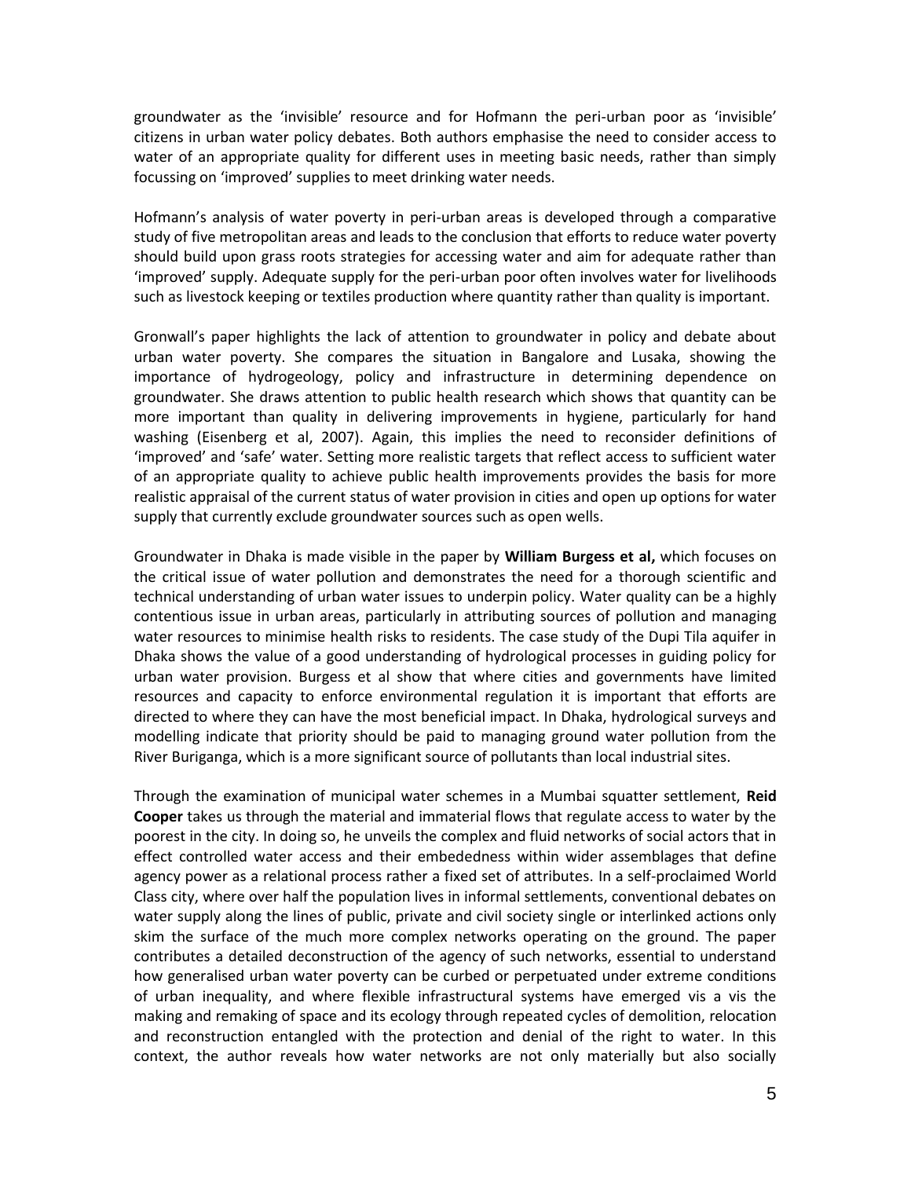groundwater as the 'invisible' resource and for Hofmann the peri-urban poor as 'invisible' citizens in urban water policy debates. Both authors emphasise the need to consider access to water of an appropriate quality for different uses in meeting basic needs, rather than simply focussing on 'improved' supplies to meet drinking water needs.

Hofmann's analysis of water poverty in peri-urban areas is developed through a comparative study of five metropolitan areas and leads to the conclusion that efforts to reduce water poverty should build upon grass roots strategies for accessing water and aim for adequate rather than 'improved' supply. Adequate supply for the peri-urban poor often involves water for livelihoods such as livestock keeping or textiles production where quantity rather than quality is important.

Gronwall's paper highlights the lack of attention to groundwater in policy and debate about urban water poverty. She compares the situation in Bangalore and Lusaka, showing the importance of hydrogeology, policy and infrastructure in determining dependence on groundwater. She draws attention to public health research which shows that quantity can be more important than quality in delivering improvements in hygiene, particularly for hand washing (Eisenberg et al, 2007). Again, this implies the need to reconsider definitions of 'improved' and 'safe' water. Setting more realistic targets that reflect access to sufficient water of an appropriate quality to achieve public health improvements provides the basis for more realistic appraisal of the current status of water provision in cities and open up options for water supply that currently exclude groundwater sources such as open wells.

Groundwater in Dhaka is made visible in the paper by **William Burgess et al,** which focuses on the critical issue of water pollution and demonstrates the need for a thorough scientific and technical understanding of urban water issues to underpin policy. Water quality can be a highly contentious issue in urban areas, particularly in attributing sources of pollution and managing water resources to minimise health risks to residents. The case study of the Dupi Tila aquifer in Dhaka shows the value of a good understanding of hydrological processes in guiding policy for urban water provision. Burgess et al show that where cities and governments have limited resources and capacity to enforce environmental regulation it is important that efforts are directed to where they can have the most beneficial impact. In Dhaka, hydrological surveys and modelling indicate that priority should be paid to managing ground water pollution from the River Buriganga, which is a more significant source of pollutants than local industrial sites.

Through the examination of municipal water schemes in a Mumbai squatter settlement, **Reid Cooper** takes us through the material and immaterial flows that regulate access to water by the poorest in the city. In doing so, he unveils the complex and fluid networks of social actors that in effect controlled water access and their embededness within wider assemblages that define agency power as a relational process rather a fixed set of attributes. In a self-proclaimed World Class city, where over half the population lives in informal settlements, conventional debates on water supply along the lines of public, private and civil society single or interlinked actions only skim the surface of the much more complex networks operating on the ground. The paper contributes a detailed deconstruction of the agency of such networks, essential to understand how generalised urban water poverty can be curbed or perpetuated under extreme conditions of urban inequality, and where flexible infrastructural systems have emerged vis a vis the making and remaking of space and its ecology through repeated cycles of demolition, relocation and reconstruction entangled with the protection and denial of the right to water. In this context, the author reveals how water networks are not only materially but also socially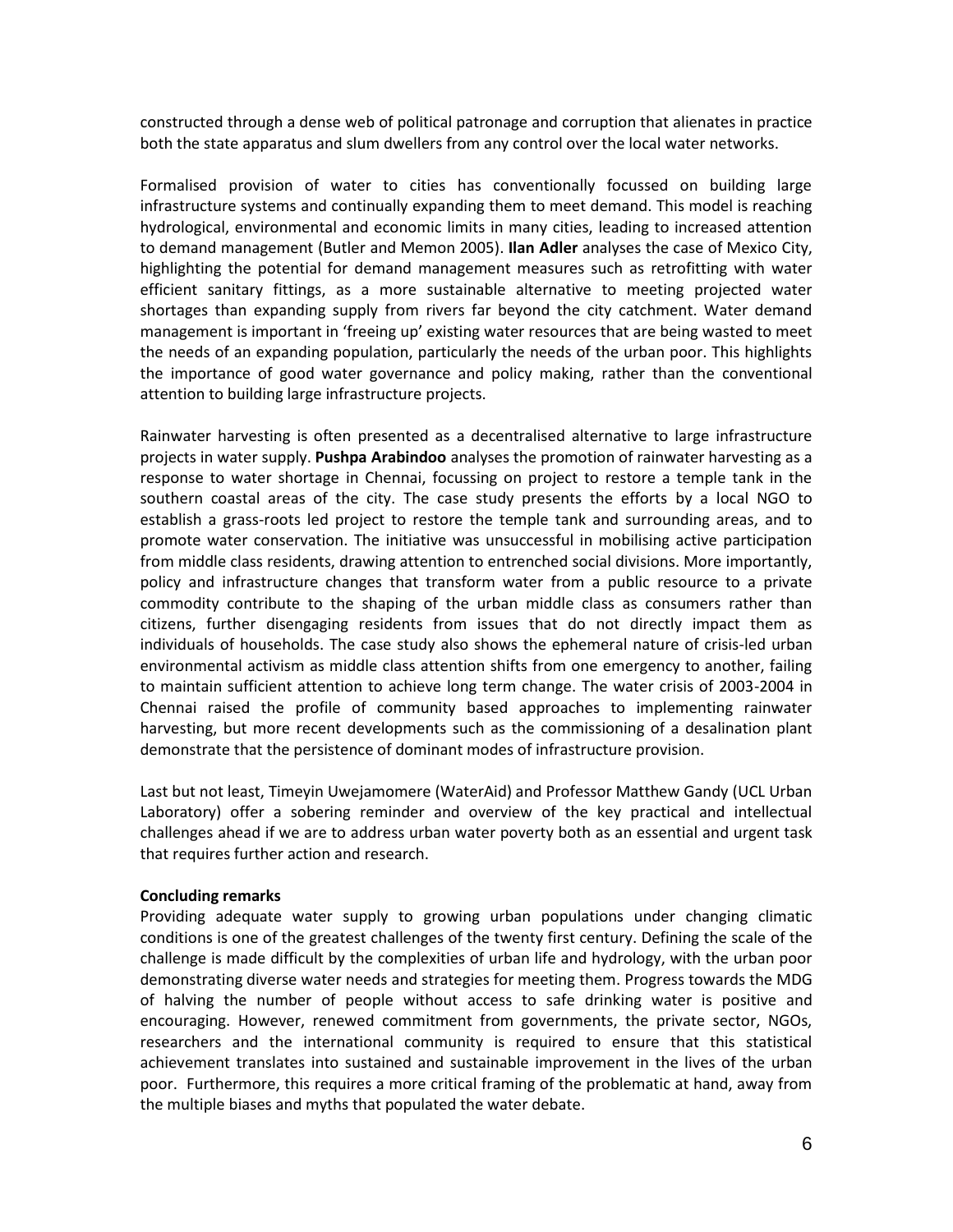constructed through a dense web of political patronage and corruption that alienates in practice both the state apparatus and slum dwellers from any control over the local water networks.

Formalised provision of water to cities has conventionally focussed on building large infrastructure systems and continually expanding them to meet demand. This model is reaching hydrological, environmental and economic limits in many cities, leading to increased attention to demand management (Butler and Memon 2005). **Ilan Adler** analyses the case of Mexico City, highlighting the potential for demand management measures such as retrofitting with water efficient sanitary fittings, as a more sustainable alternative to meeting projected water shortages than expanding supply from rivers far beyond the city catchment. Water demand management is important in 'freeing up' existing water resources that are being wasted to meet the needs of an expanding population, particularly the needs of the urban poor. This highlights the importance of good water governance and policy making, rather than the conventional attention to building large infrastructure projects.

Rainwater harvesting is often presented as a decentralised alternative to large infrastructure projects in water supply. **Pushpa Arabindoo** analyses the promotion of rainwater harvesting as a response to water shortage in Chennai, focussing on project to restore a temple tank in the southern coastal areas of the city. The case study presents the efforts by a local NGO to establish a grass-roots led project to restore the temple tank and surrounding areas, and to promote water conservation. The initiative was unsuccessful in mobilising active participation from middle class residents, drawing attention to entrenched social divisions. More importantly, policy and infrastructure changes that transform water from a public resource to a private commodity contribute to the shaping of the urban middle class as consumers rather than citizens, further disengaging residents from issues that do not directly impact them as individuals of households. The case study also shows the ephemeral nature of crisis-led urban environmental activism as middle class attention shifts from one emergency to another, failing to maintain sufficient attention to achieve long term change. The water crisis of 2003-2004 in Chennai raised the profile of community based approaches to implementing rainwater harvesting, but more recent developments such as the commissioning of a desalination plant demonstrate that the persistence of dominant modes of infrastructure provision.

Last but not least, Timeyin Uwejamomere (WaterAid) and Professor Matthew Gandy (UCL Urban Laboratory) offer a sobering reminder and overview of the key practical and intellectual challenges ahead if we are to address urban water poverty both as an essential and urgent task that requires further action and research.

**Concluding remarks**

Providing adequate water supply to growing urban populations under changing climatic conditions is one of the greatest challenges of the twenty first century. Defining the scale of the challenge is made difficult by the complexities of urban life and hydrology, with the urban poor demonstrating diverse water needs and strategies for meeting them. Progress towards the MDG of halving the number of people without access to safe drinking water is positive and encouraging. However, renewed commitment from governments, the private sector, NGOs, researchers and the international community is required to ensure that this statistical achievement translates into sustained and sustainable improvement in the lives of the urban poor. Furthermore, this requires a more critical framing of the problematic at hand, away from the multiple biases and myths that populated the water debate.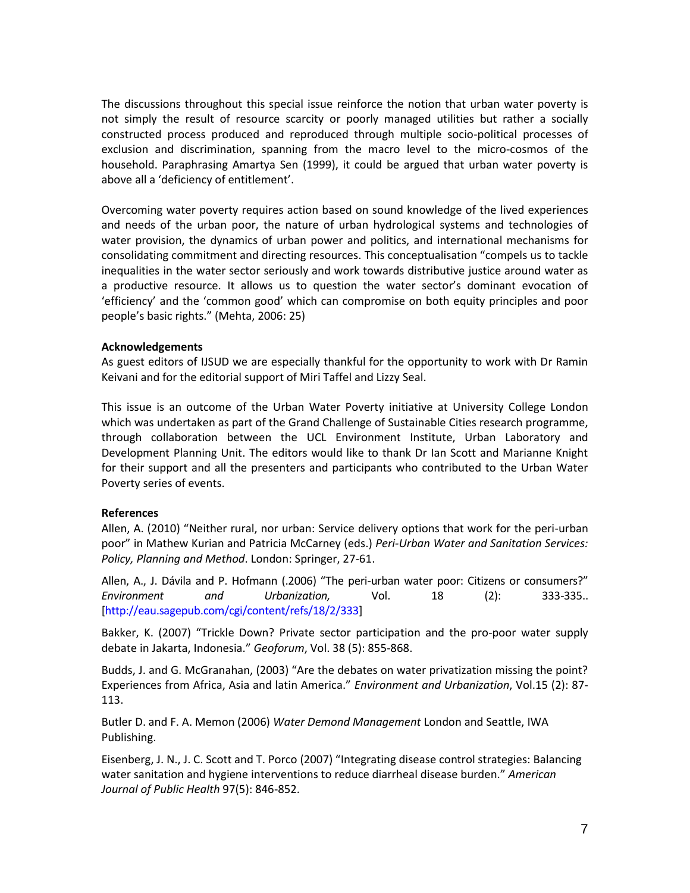The discussions throughout this special issue reinforce the notion that urban water poverty is not simply the result of resource scarcity or poorly managed utilities but rather a socially constructed process produced and reproduced through multiple socio-political processes of exclusion and discrimination, spanning from the macro level to the micro-cosmos of the household. Paraphrasing Amartya Sen (1999), it could be argued that urban water poverty is above all a 'deficiency of entitlement'.

Overcoming water poverty requires action based on sound knowledge of the lived experiences and needs of the urban poor, the nature of urban hydrological systems and technologies of water provision, the dynamics of urban power and politics, and international mechanisms for consolidating commitment and directing resources. This conceptualisation "compels us to tackle inequalities in the water sector seriously and work towards distributive justice around water as a productive resource. It allows us to question the water sector's dominant evocation of 'efficiency' and the 'common good' which can compromise on both equity principles and poor people's basic rights." (Mehta, 2006: 25)

**Acknowledgements**

As guest editors of IJSUD we are especially thankful for the opportunity to work with Dr Ramin Keivani and for the editorial support of Miri Taffel and Lizzy Seal.

This issue is an outcome of the Urban Water Poverty initiative at University College London which was undertaken as part of the Grand Challenge of Sustainable Cities research programme, through collaboration between the UCL Environment Institute, Urban Laboratory and Development Planning Unit. The editors would like to thank Dr Ian Scott and Marianne Knight for their support and all the presenters and participants who contributed to the Urban Water Poverty series of events.

**References**

Allen, A. (2010) "Neither rural, nor urban: Service delivery options that work for the peri-urban poor" in Mathew Kurian and Patricia McCarney (eds.) *Peri-Urban Water and Sanitation Services: Policy, Planning and Method*. London: Springer, 27-61.

Allen, A., J. Dávila and P. Hofmann (.2006) "The peri-urban water poor: Citizens or consumers?" *Environment and Urbanization,* Vol. 18 (2): 333-335.. [http://eau.sagepub.com/cgi/content/refs/18/2/333]

Bakker, K. (2007) "Trickle Down? Private sector participation and the pro-poor water supply debate in Jakarta, Indonesia." *Geoforum*, Vol. 38 (5): 855-868.

Budds, J. and G. McGranahan, (2003) "Are the debates on water privatization missing the point? Experiences from Africa, Asia and latin America." *Environment and Urbanization*, Vol.15 (2): 87-113.

Butler D. and F. A. Memon (2006) *Water Demond Management* London and Seattle, IWA Publishing.

Eisenberg, J. N., J. C. Scott and T. Porco (2007) "Integrating disease control strategies: Balancing water sanitation and hygiene interventions to reduce diarrheal disease burden." *American Journal of Public Health* 97(5): 846-852.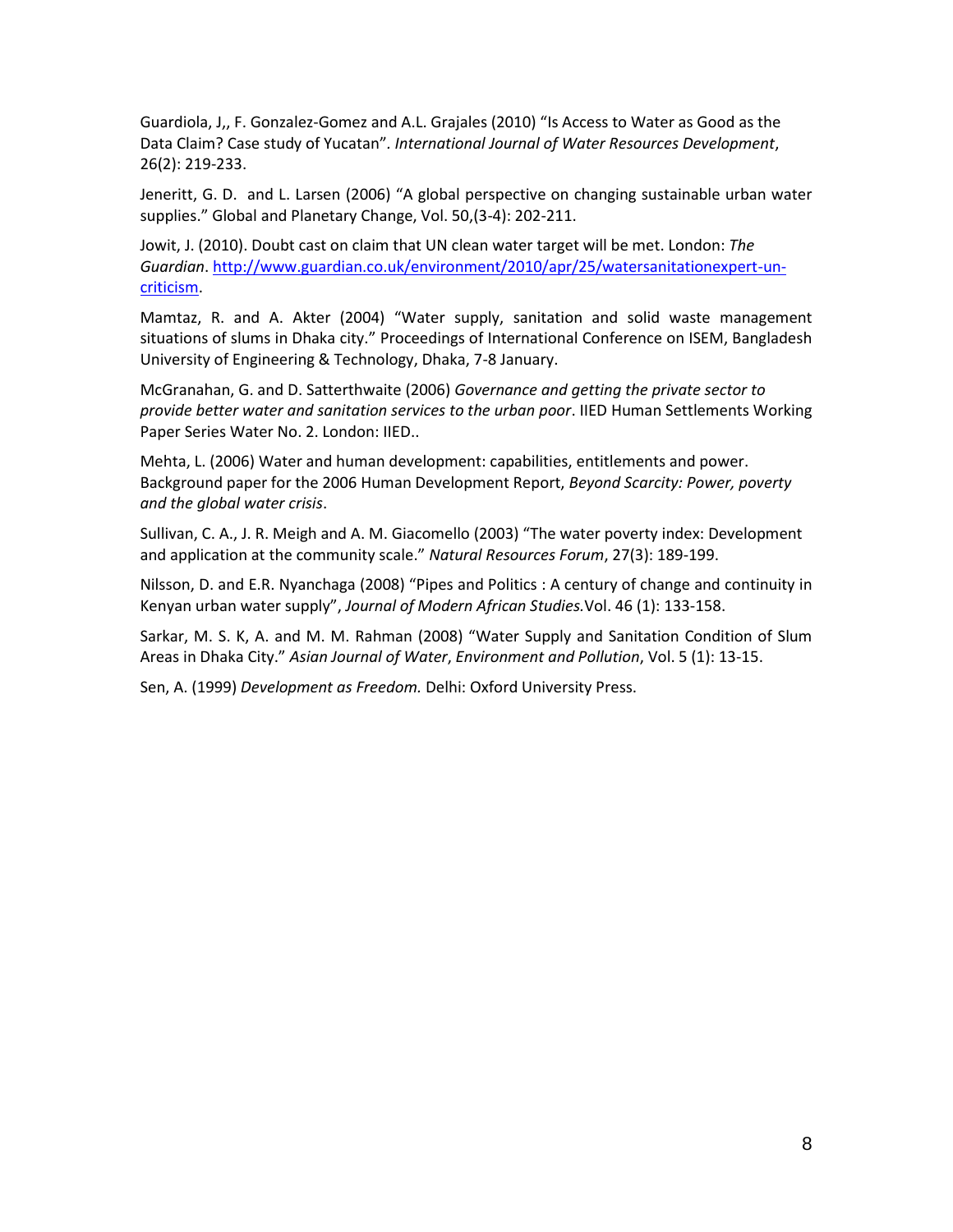Guardiola, J,, F. Gonzalez-Gomez and A.L. Grajales (2010) "Is Access to Water as Good as the Data Claim? Case study of Yucatan". *International Journal of Water Resources Development*, 26(2): 219-233.

Jeneritt, G. D. and L. Larsen (2006) "A global perspective on changing sustainable urban water supplies." Global and Planetary Change, Vol. 50,(3-4): 202-211.

Jowit, J. (2010). Doubt cast on claim that UN clean water target will be met. London: *The Guardian*. http://www.guardian.co.uk/environment/2010/apr/25/watersanitationexpert-un-criticism.

Mamtaz, R. and A. Akter (2004) "Water supply, sanitation and solid waste management situations of slums in Dhaka city." Proceedings of International Conference on ISEM, Bangladesh University of Engineering & Technology, Dhaka, 7-8 January.

McGranahan, G. and D. Satterthwaite (2006) *Governance and getting the private sector to provide better water and sanitation services to the urban poor*. IIED Human Settlements Working Paper Series Water No. 2. London: IIED..

Mehta, L. (2006) Water and human development: capabilities, entitlements and power. Background paper for the 2006 Human Development Report, *Beyond Scarcity: Power, poverty and the global water crisis*.

Sullivan, C. A., J. R. Meigh and A. M. Giacomello (2003) "The water poverty index: Development and application at the community scale." *Natural Resources Forum*, 27(3): 189-199.

Nilsson, D. and E.R. Nyanchaga (2008) "Pipes and Politics : A century of change and continuity in Kenyan urban water supply", *Journal of Modern African Studies.*Vol. 46 (1): 133-158.

Sarkar, M. S. K, A. and M. M. Rahman (2008) "Water Supply and Sanitation Condition of Slum Areas in Dhaka City." *Asian Journal of Water*, *Environment and Pollution*, Vol. 5 (1): 13-15.

Sen, A. (1999) *Development as Freedom.* Delhi: Oxford University Press.